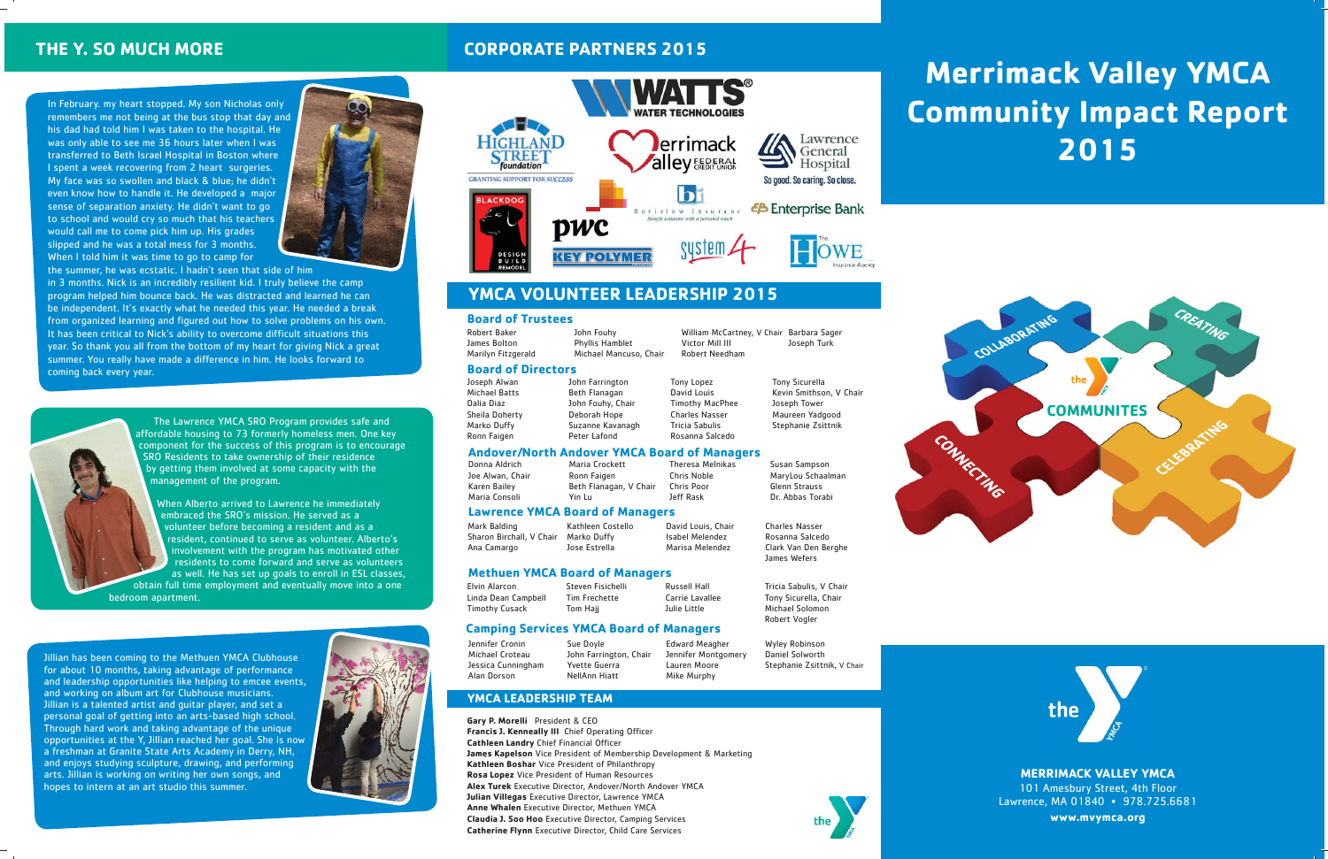# Merrimack Valley YMCA Community Impact Report 2015

## THE Y. SO MUCH MORE

In February, my heart stopped. My son Nicholas only remembers me not being at the bus stop that day and his dad had told him I was taken to the hospital. He was only able to see me 36 hours later when I was transferred to Beth Israel Hospital in Boston where I spent a week recovering from 2 heart surgeries. My face was so swollen and black & blue; he didn't even know how to handle it. He developed a major sense of separation anxiety. He didn't want to go to school and would cry so much that his teachers would call me to come pick him up. His grades slipped and he was a total mess for 3 months. When I told him it was time to go to camp for the summer, he was ecstatic. I hadn't seen that side of him in 3 months. Nick is an incredibly resilient kid. I truly believe the camp program helped him bounce back. He was distracted and learned he can be independent. It's exactly what he needed this year. He needed a break from organized learning and figured out how to solve problems on his own. It has been critical to Nick's ability to overcome difficult situations this year. So thank you all from the bottom of my heart for giving Nick a great summer. You really have made a difference in him. He looks forward to coming back every year.

The Lawrence YMCA SRO Program provides safe and affordable housing to 73 formerly homeless men. One key component for the success of this program is to encourage SRO Residents to take ownership of their residence by getting them involved at some capacity with the management of the program.

When Alberto arrived to Lawrence he immediately embraced the SRO's mission. He served as a volunteer before becoming a resident and as a resident, continued to serve as volunteer. Alberto's involvement with the program has motivated other residents to come forward and serve as volunteers as well. He has set up goals to enroll in ESL classes, obtain full time employment and eventually move into a one bedroom apartment.

Jillian has been coming to the Methuen YMCA Clubhouse for about 10 months, taking advantage of performance and leadership opportunities like helping to emcee events, and working on album art for Clubhouse musicians. Jillian is a talented artist and guitar player, and set a personal goal of getting into an arts-based high school. Through hard work and taking advantage of the unique opportunities at the Y, Jillian reached her goal. She is now a freshman at Granite State Arts Academy in Derry, NH, and enjoys studying sculpture, drawing, and performing arts. Jillian is working on writing her own songs, and hopes to intern at an art studio this summer.

## CORPORATE PARTNERS 2015

Watts Water Technologies
Highland Street Foundation — Granting Support for Success
Merrimack Valley Federal Credit Union
Lawrence General Hospital — So good. So caring. So close.
Blackdog Design Build Remodel
PwC
Borislow Insurance — Benefit solutions with a personal touch
Enterprise Bank
Key Polymer
System 4
The Howe Insurance Agency

## YMCA VOLUNTEER LEADERSHIP 2015

### Board of Trustees

Robert Baker, James Bolton, Marilyn Fitzgerald, John Fouhy, Phyllis Hamblet, Michael Mancuso, Chair, William McCartney, V Chair, Victor Mill III, Robert Needham, Barbara Sager, Joseph Turk

### Board of Directors

Joseph Alwan, Michael Batts, Dalia Diaz, Sheila Doherty, Marko Duffy, Ronn Faigen, John Farrington, Beth Flanagan, John Fouhy, Chair, Deborah Hope, Suzanne Kavanagh, Peter Lafond, Tony Lopez, David Louis, Timothy MacPhee, Charles Nasser, Tricia Sabulis, Rosanna Salcedo, Tony Sicurella, Kevin Smithson, V Chair, Joseph Tower, Maureen Yadgood, Stephanie Zsittnik

### Andover/North Andover YMCA Board of Managers

Donna Aldrich, Joe Alwan, Chair, Karen Bailey, Maria Consoli, Maria Crockett, Ronn Faigen, Beth Flanagan, V Chair, Yin Lu, Theresa Melnikas, Chris Noble, Chris Poor, Jeff Rask, Susan Sampson, MaryLou Schaalman, Glenn Strauss, Dr. Abbas Torabi

### Lawrence YMCA Board of Managers

Mark Balding, Sharon Birchall, V Chair, Ana Camargo, Kathleen Costello, Marko Duffy, Jose Estrella, David Louis, Chair, Isabel Melendez, Marisa Melendez, Charles Nasser, Rosanna Salcedo, Clark Van Den Berghe, James Wefers

### Methuen YMCA Board of Managers

Elvin Alarcon, Linda Dean Campbell, Timothy Cusack, Steven Fisichelli, Tim Frechette, Tom Hajj, Russell Hall, Carrie Lavallee, Julie Little, Tricia Sabulis, V Chair, Tony Sicurella, Chair, Michael Solomon, Robert Vogler

### Camping Services YMCA Board of Managers

Jennifer Cronin, Michael Croteau, Jessica Cunningham, Alan Dorson, Sue Doyle, John Farrington, Chair, Yvette Guerra, NellAnn Hiatt, Edward Meagher, Jennifer Montgomery, Lauren Moore, Mike Murphy, Wyley Robinson, Daniel Solworth, Stephanie Zsittnik, V Chair

## YMCA LEADERSHIP TEAM

**Gary P. Morelli** President & CEO
**Francis J. Kenneally III** Chief Operating Officer
**Cathleen Landry** Chief Financial Officer
**James Kapelson** Vice President of Membership Development & Marketing
**Kathleen Boshar** Vice President of Philanthropy
**Rosa Lopez** Vice President of Human Resources
**Alex Turek** Executive Director, Andover/North Andover YMCA
**Julian Villegas** Executive Director, Lawrence YMCA
**Anne Whalen** Executive Director, Methuen YMCA
**Claudia J. Soo Hoo** Executive Director, Camping Services
**Catherine Flynn** Executive Director, Child Care Services

COLLABORATING · CREATING · CONNECTING · CELEBRATING · the Y COMMUNITIES

**MERRIMACK VALLEY YMCA**
101 Amesbury Street, 4th Floor
Lawrence, MA 01840 • 978.725.6681
**www.mvymca.org**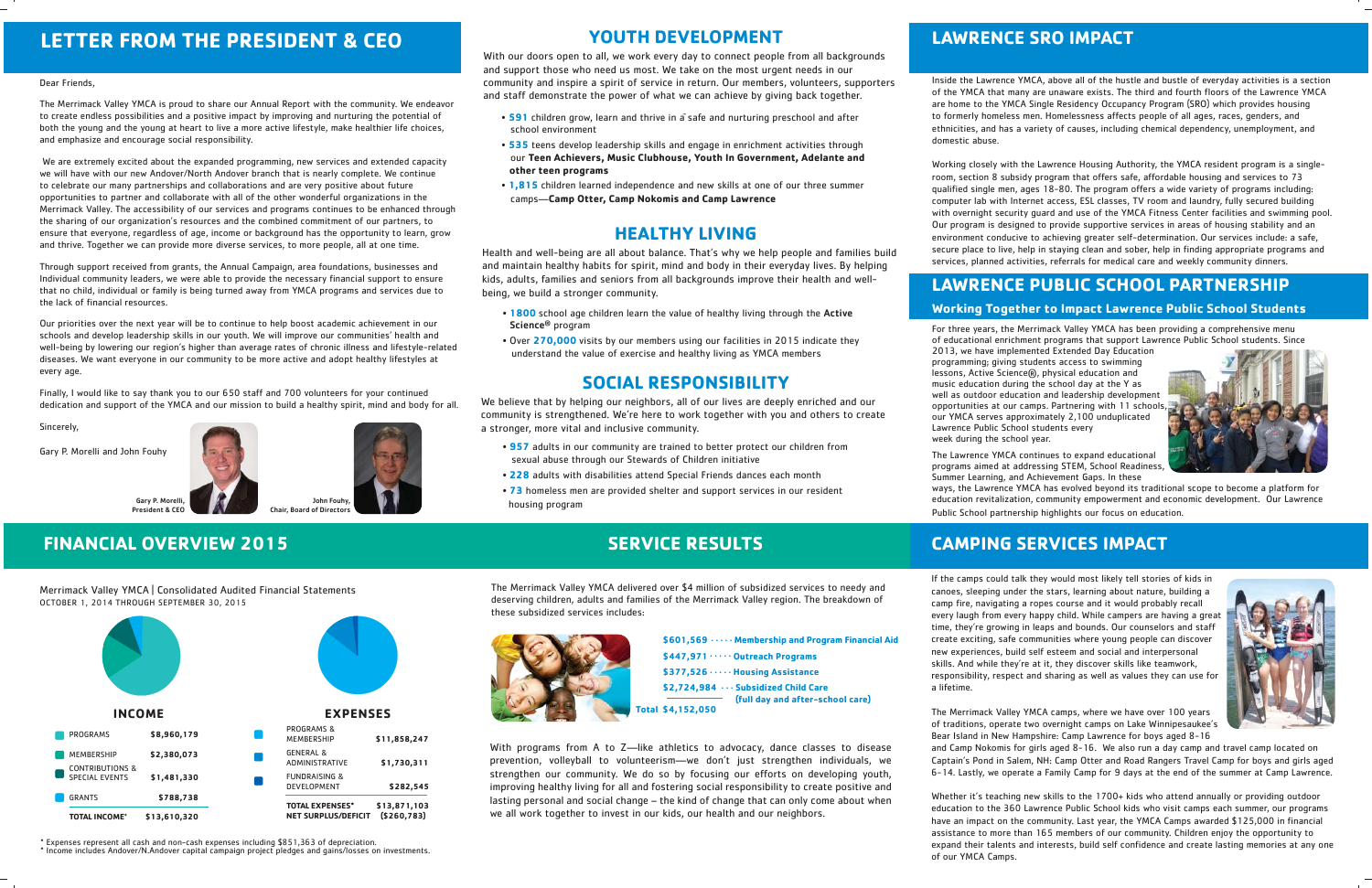# LETTER FROM THE PRESIDENT & CEO

Dear Friends,

The Merrimack Valley YMCA is proud to share our Annual Report with the community. We endeavor to create endless possibilities and a positive impact by improving and nurturing the potential of both the young and the young at heart to live a more active lifestyle, make healthier life choices, and emphasize and encourage social responsibility.

We are extremely excited about the expanded programming, new services and extended capacity we will have with our new Andover/North Andover branch that is nearly complete. We continue to celebrate our many partnerships and collaborations and are very positive about future opportunities to partner and collaborate with all of the other wonderful organizations in the Merrimack Valley. The accessibility of our services and programs continues to be enhanced through the sharing of our organization's resources and the combined commitment of our partners, to ensure that everyone, regardless of age, income or background has the opportunity to learn, grow and thrive. Together we can provide more diverse services, to more people, all at one time.

Through support received from grants, the Annual Campaign, area foundations, businesses and Individual community leaders, we were able to provide the necessary financial support to ensure that no child, individual or family is being turned away from YMCA programs and services due to the lack of financial resources.

Our priorities over the next year will be to continue to help boost academic achievement in our schools and develop leadership skills in our youth. We will improve our communities' health and well-being by lowering our region's higher than average rates of chronic illness and lifestyle-related diseases. We want everyone in our community to be more active and adopt healthy lifestyles at every age.

Finally, I would like to say thank you to our 650 staff and 700 volunteers for your continued dedication and support of the YMCA and our mission to build a healthy spirit, mind and body for all.

Sincerely,

Gary P. Morelli and John Fouhy

Gary P. Morelli, President & CEO

John Fouhy, Chair, Board of Directors

# YOUTH DEVELOPMENT

With our doors open to all, we work every day to connect people from all backgrounds and support those who need us most. We take on the most urgent needs in our community and inspire a spirit of service in return. Our members, volunteers, supporters and staff demonstrate the power of what we can achieve by giving back together.

- **591** children grow, learn and thrive in a safe and nurturing preschool and after school environment
- **535** teens develop leadership skills and engage in enrichment activities through our **Teen Achievers, Music Clubhouse, Youth In Government, Adelante and other teen programs**
- **1,815** children learned independence and new skills at one of our three summer camps—**Camp Otter, Camp Nokomis and Camp Lawrence**

# HEALTHY LIVING

Health and well-being are all about balance. That's why we help people and families build and maintain healthy habits for spirit, mind and body in their everyday lives. By helping kids, adults, families and seniors from all backgrounds improve their health and well-being, we build a stronger community.

- **1800** school age children learn the value of healthy living through the Active Science® program
- Over **270,000** visits by our members using our facilities in 2015 indicate they understand the value of exercise and healthy living as YMCA members

# SOCIAL RESPONSIBILITY

We believe that by helping our neighbors, all of our lives are deeply enriched and our community is strengthened. We're here to work together with you and others to create a stronger, more vital and inclusive community.

- **957** adults in our community are trained to better protect our children from sexual abuse through our Stewards of Children initiative
- **228** adults with disabilities attend Special Friends dances each month
- **73** homeless men are provided shelter and support services in our resident housing program

# LAWRENCE SRO IMPACT

Inside the Lawrence YMCA, above all of the hustle and bustle of everyday activities is a section of the YMCA that many are unaware exists. The third and fourth floors of the Lawrence YMCA are home to the YMCA Single Residency Occupancy Program (SRO) which provides housing to formerly homeless men. Homelessness affects people of all ages, races, genders, and ethnicities, and has a variety of causes, including chemical dependency, unemployment, and domestic abuse.

Working closely with the Lawrence Housing Authority, the YMCA resident program is a single-room, section 8 subsidy program that offers safe, affordable housing and services to 73 qualified single men, ages 18-80. The program offers a wide variety of programs including: computer lab with Internet access, ESL classes, TV room and laundry, fully secured building with overnight security guard and use of the YMCA Fitness Center facilities and swimming pool. Our program is designed to provide supportive services in areas of housing stability and an environment conducive to achieving greater self-determination. Our services include: a safe, secure place to live, help in staying clean and sober, help in finding appropriate programs and services, planned activities, referrals for medical care and weekly community dinners.

# LAWRENCE PUBLIC SCHOOL PARTNERSHIP

## Working Together to Impact Lawrence Public School Students

For three years, the Merrimack Valley YMCA has been providing a comprehensive menu of educational enrichment programs that support Lawrence Public School students. Since 2013, we have implemented Extended Day Education programming; giving students access to swimming lessons, Active Science®, physical education and music education during the school day at the Y as well as outdoor education and leadership development opportunities at our camps. Partnering with 11 schools, our YMCA serves approximately 2,100 unduplicated Lawrence Public School students every week during the school year.

The Lawrence YMCA continues to expand educational programs aimed at addressing STEM, School Readiness, Summer Learning, and Achievement Gaps. In these ways, the Lawrence YMCA has evolved beyond its traditional scope to become a platform for education revitalization, community empowerment and economic development. Our Lawrence Public School partnership highlights our focus on education.

# FINANCIAL OVERVIEW 2015

Merrimack Valley YMCA | Consolidated Audited Financial Statements
OCTOBER 1, 2014 THROUGH SEPTEMBER 30, 2015

### INCOME

| | |
|---|---|
| PROGRAMS | $8,960,179 |
| MEMBERSHIP | $2,380,073 |
| CONTRIBUTIONS & SPECIAL EVENTS | $1,481,330 |
| GRANTS | $788,738 |
| **TOTAL INCOME*** | **$13,610,320** |

### EXPENSES

| | |
|---|---|
| PROGRAMS & MEMBERSHIP | $11,858,247 |
| GENERAL & ADMINISTRATIVE | $1,730,311 |
| FUNDRAISING & DEVELOPMENT | $282,545 |
| **TOTAL EXPENSES*** | **$13,871,103** |
| **NET SURPLUS/DEFICIT** | **($260,783)** |

\* Expenses represent all cash and non-cash expenses including $851,363 of depreciation.
\* Income includes Andover/N.Andover capital campaign project pledges and gains/losses on investments.

# SERVICE RESULTS

The Merrimack Valley YMCA delivered over $4 million of subsidized services to needy and deserving children, adults and families of the Merrimack Valley region. The breakdown of these subsidized services includes:

| | |
|---|---|
| $601,569 | Membership and Program Financial Aid |
| $447,971 | Outreach Programs |
| $377,526 | Housing Assistance |
| $2,724,984 | Subsidized Child Care (full day and after-school care) |
| Total $4,152,050 | |

With programs from A to Z—like athletics to advocacy, dance classes to disease prevention, volleyball to volunteerism—we don't just strengthen individuals, we strengthen our community. We do so by focusing our efforts on developing youth, improving healthy living for all and fostering social responsibility to create positive and lasting personal and social change – the kind of change that can only come about when we all work together to invest in our kids, our health and our neighbors.

# CAMPING SERVICES IMPACT

If the camps could talk they would most likely tell stories of kids in canoes, sleeping under the stars, learning about nature, building a camp fire, navigating a ropes course and it would probably recall every laugh from every happy child. While campers are having a great time, they're growing in leaps and bounds. Our counselors and staff create exciting, safe communities where young people can discover new experiences, build self esteem and social and interpersonal skills. And while they're at it, they discover skills like teamwork, responsibility, respect and sharing as well as values they can use for a lifetime.

The Merrimack Valley YMCA camps, where we have over 100 years of traditions, operate two overnight camps on Lake Winnipesaukee's Bear Island in New Hampshire: Camp Lawrence for boys aged 8-16 and Camp Nokomis for girls aged 8-16. We also run a day camp and travel camp located on Captain's Pond in Salem, NH: Camp Otter and Road Rangers Travel Camp for boys and girls aged 6-14. Lastly, we operate a Family Camp for 9 days at the end of the summer at Camp Lawrence.

Whether it's teaching new skills to the 1700+ kids who attend annually or providing outdoor education to the 360 Lawrence Public School kids who visit camps each summer, our programs have an impact on the community. Last year, the YMCA Camps awarded $125,000 in financial assistance to more than 165 members of our community. Children enjoy the opportunity to expand their talents and interests, build self confidence and create lasting memories at any one of our YMCA Camps.